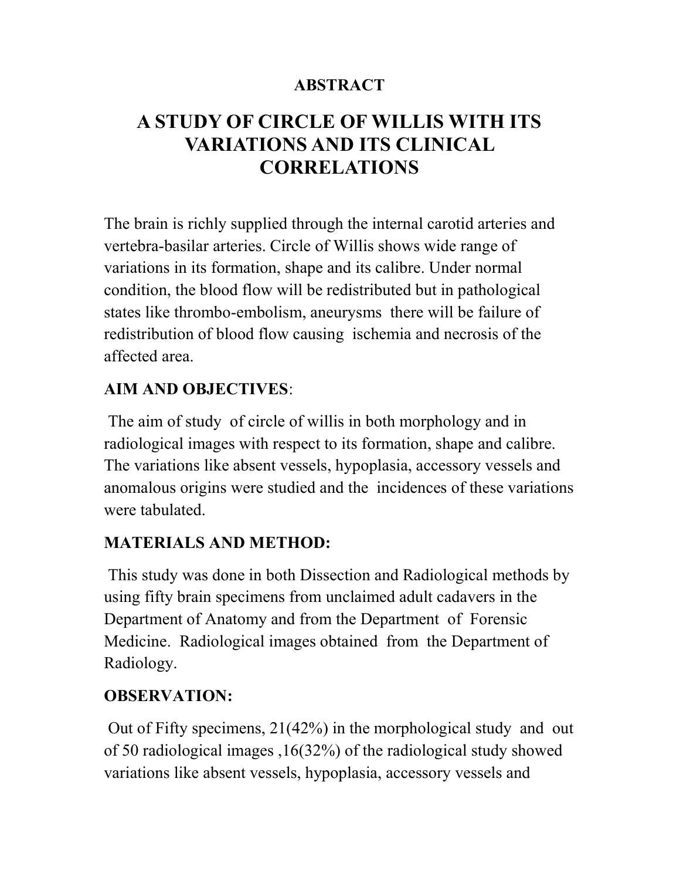**ABSTRACT**

# A STUDY OF CIRCLE OF WILLIS WITH ITS VARIATIONS AND ITS CLINICAL CORRELATIONS

The brain is richly supplied through the internal carotid arteries and vertebra-basilar arteries. Circle of Willis shows wide range of variations in its formation, shape and its calibre. Under normal condition, the blood flow will be redistributed but in pathological states like thrombo-embolism, aneurysms there will be failure of redistribution of blood flow causing ischemia and necrosis of the affected area.

**AIM AND OBJECTIVES**:

The aim of study of circle of willis in both morphology and in radiological images with respect to its formation, shape and calibre. The variations like absent vessels, hypoplasia, accessory vessels and anomalous origins were studied and the incidences of these variations were tabulated.

**MATERIALS AND METHOD:**

This study was done in both Dissection and Radiological methods by using fifty brain specimens from unclaimed adult cadavers in the Department of Anatomy and from the Department of Forensic Medicine. Radiological images obtained from the Department of Radiology.

**OBSERVATION:**

Out of Fifty specimens, 21(42%) in the morphological study and out of 50 radiological images ,16(32%) of the radiological study showed variations like absent vessels, hypoplasia, accessory vessels and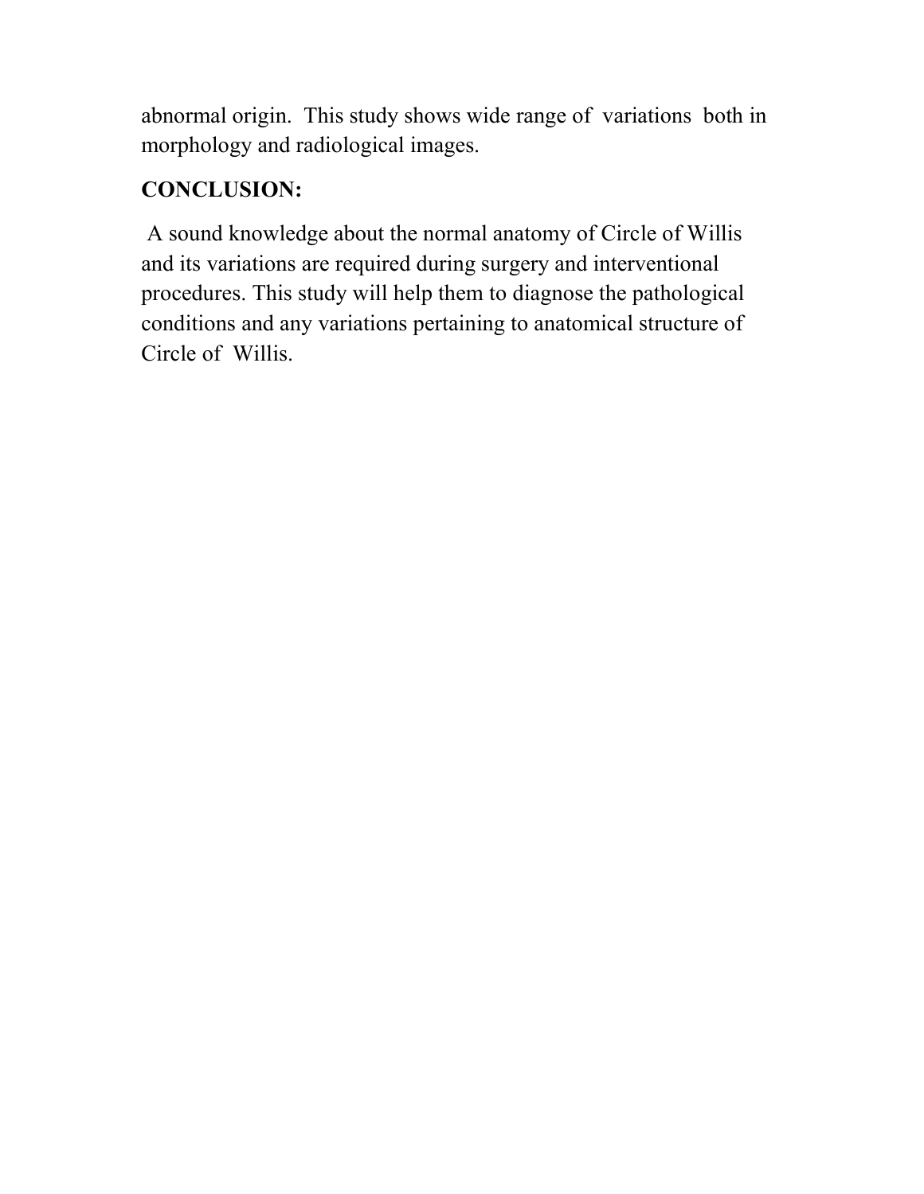abnormal origin. This study shows wide range of variations both in morphology and radiological images.

## CONCLUSION:

A sound knowledge about the normal anatomy of Circle of Willis and its variations are required during surgery and interventional procedures. This study will help them to diagnose the pathological conditions and any variations pertaining to anatomical structure of Circle of Willis.